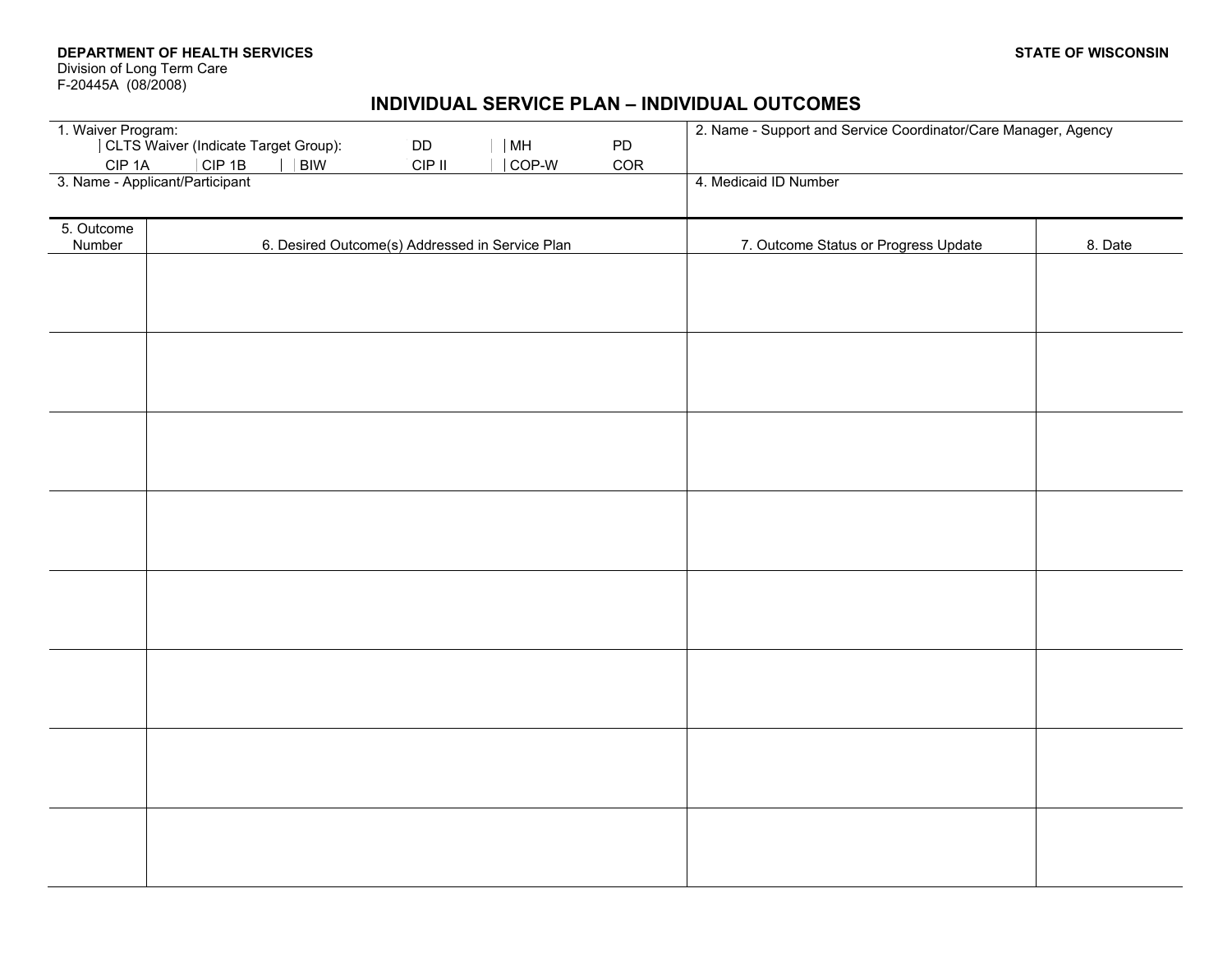**DEPARTMENT OF HEALTH SERVICES**
Division of Long Term Care
F-20445A (08/2008)

**STATE OF WISCONSIN**

# INDIVIDUAL SERVICE PLAN – INDIVIDUAL OUTCOMES

| 1. Waiver Program: CLTS Waiver (Indicate Target Group): DD MH PD CIP 1A CIP 1B BIW CIP II COP-W COR | 2. Name - Support and Service Coordinator/Care Manager, Agency |
|---|---|
| 3. Name - Applicant/Participant | 4. Medicaid ID Number |

| 5. Outcome Number | 6. Desired Outcome(s) Addressed in Service Plan | 7. Outcome Status or Progress Update | 8. Date |
|---|---|---|---|
| | | | |
| | | | |
| | | | |
| | | | |
| | | | |
| | | | |
| | | | |
| | | | |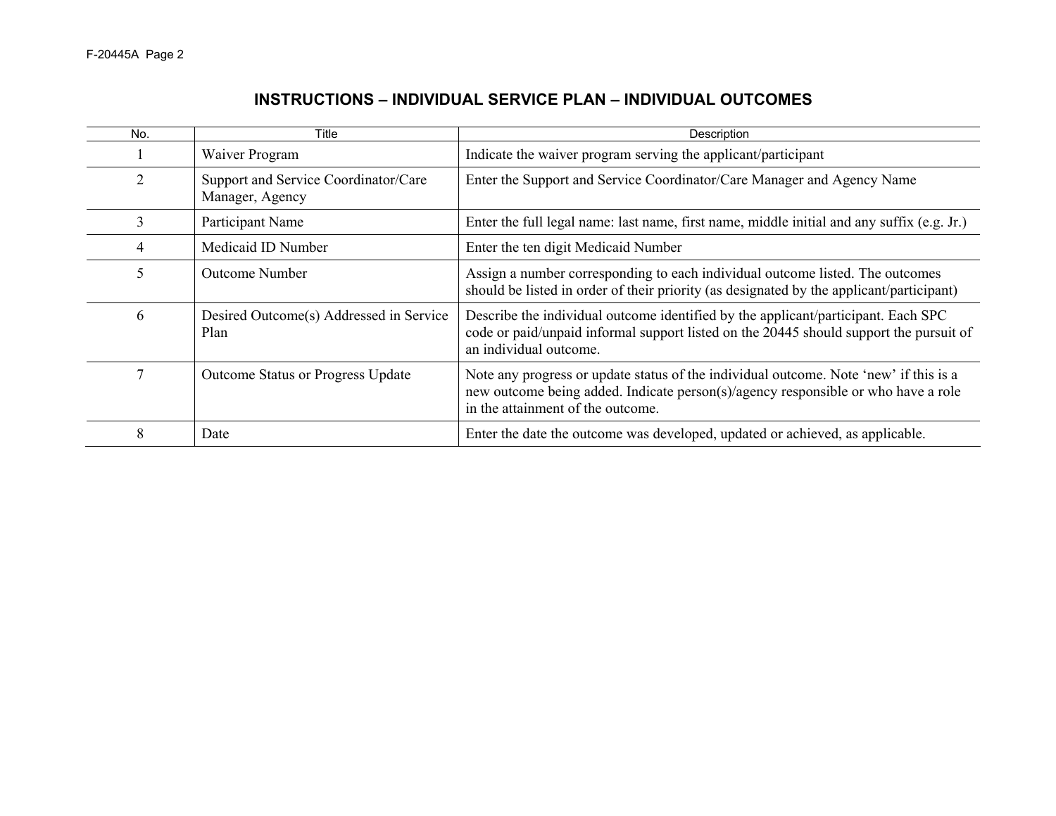# INSTRUCTIONS – INDIVIDUAL SERVICE PLAN – INDIVIDUAL OUTCOMES

| No. | Title | Description |
|---|---|---|
| 1 | Waiver Program | Indicate the waiver program serving the applicant/participant |
| 2 | Support and Service Coordinator/Care Manager, Agency | Enter the Support and Service Coordinator/Care Manager and Agency Name |
| 3 | Participant Name | Enter the full legal name: last name, first name, middle initial and any suffix (e.g. Jr.) |
| 4 | Medicaid ID Number | Enter the ten digit Medicaid Number |
| 5 | Outcome Number | Assign a number corresponding to each individual outcome listed. The outcomes should be listed in order of their priority (as designated by the applicant/participant) |
| 6 | Desired Outcome(s) Addressed in Service Plan | Describe the individual outcome identified by the applicant/participant. Each SPC code or paid/unpaid informal support listed on the 20445 should support the pursuit of an individual outcome. |
| 7 | Outcome Status or Progress Update | Note any progress or update status of the individual outcome. Note 'new' if this is a new outcome being added. Indicate person(s)/agency responsible or who have a role in the attainment of the outcome. |
| 8 | Date | Enter the date the outcome was developed, updated or achieved, as applicable. |